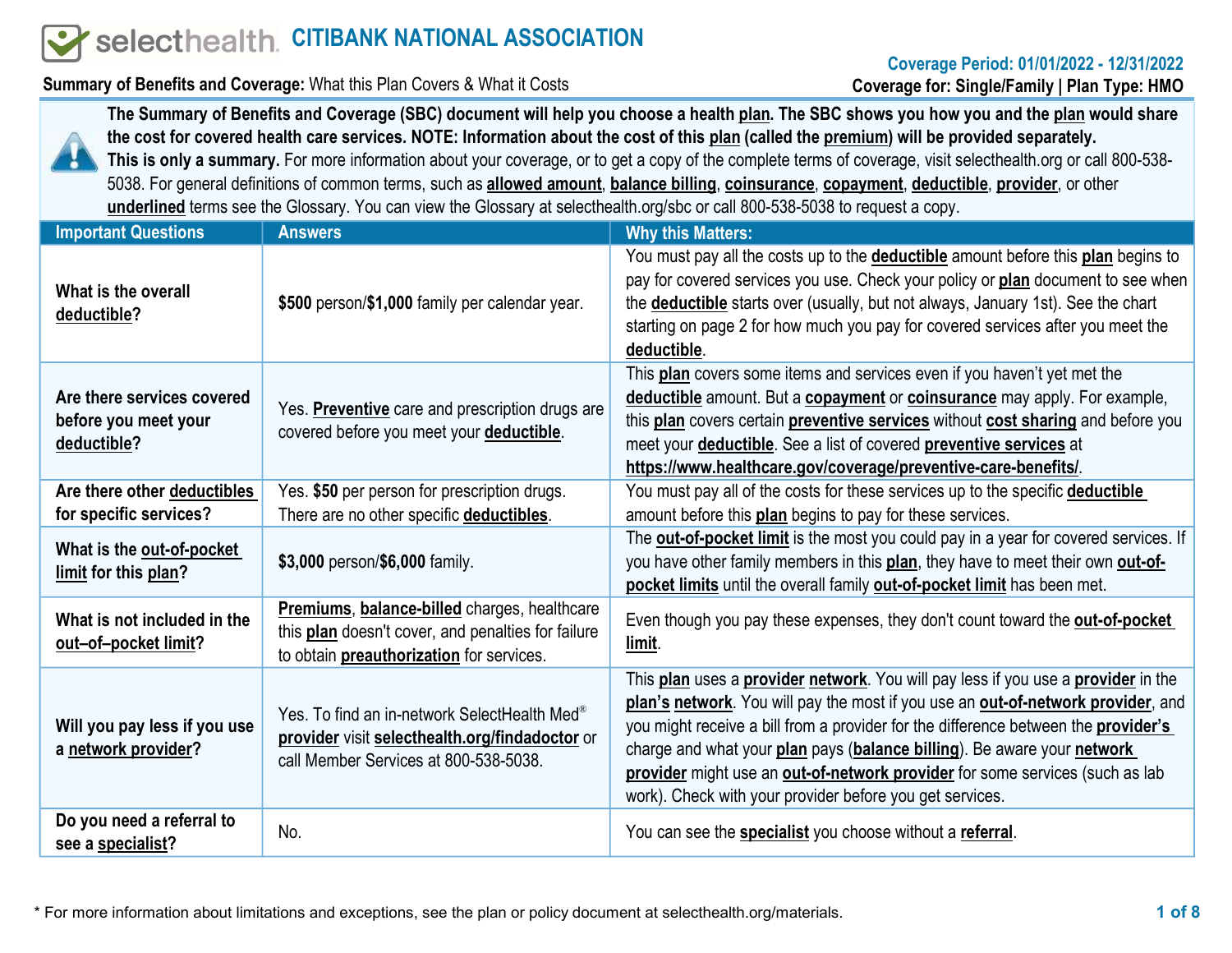# selecthealth. CITIBANK NATIONAL ASSOCIATION

**Summary of Benefits and Coverage:** What this Plan Covers & What it Costs

**Coverage Period: 01/01/2022 - 12/31/2022**
**Coverage for: Single/Family | Plan Type: HMO**

**The Summary of Benefits and Coverage (SBC) document will help you choose a health plan. The SBC shows you how you and the plan would share the cost for covered health care services. NOTE: Information about the cost of this plan (called the premium) will be provided separately.**
**This is only a summary.** For more information about your coverage, or to get a copy of the complete terms of coverage, visit selecthealth.org or call 800-538-5038. For general definitions of common terms, such as **allowed amount**, **balance billing**, **coinsurance**, **copayment**, **deductible**, **provider**, or other **underlined** terms see the Glossary. You can view the Glossary at selecthealth.org/sbc or call 800-538-5038 to request a copy.

| Important Questions | Answers | Why this Matters: |
|---|---|---|
| What is the overall **deductible**? | **$500** person/**$1,000** family per calendar year. | You must pay all the costs up to the **deductible** amount before this **plan** begins to pay for covered services you use. Check your policy or **plan** document to see when the **deductible** starts over (usually, but not always, January 1st). See the chart starting on page 2 for how much you pay for covered services after you meet the **deductible**. |
| Are there services covered before you meet your **deductible**? | Yes. **Preventive** care and prescription drugs are covered before you meet your **deductible**. | This **plan** covers some items and services even if you haven't yet met the **deductible** amount. But a **copayment** or **coinsurance** may apply. For example, this **plan** covers certain **preventive services** without **cost sharing** and before you meet your **deductible**. See a list of covered **preventive services** at **https://www.healthcare.gov/coverage/preventive-care-benefits/**. |
| Are there other **deductibles** for specific services? | Yes. **$50** per person for prescription drugs. There are no other specific **deductibles**. | You must pay all of the costs for these services up to the specific **deductible** amount before this **plan** begins to pay for these services. |
| What is the **out-of-pocket limit** for this **plan**? | **$3,000** person/**$6,000** family. | The **out-of-pocket limit** is the most you could pay in a year for covered services. If you have other family members in this **plan**, they have to meet their own **out-of-pocket limits** until the overall family **out-of-pocket limit** has been met. |
| What is not included in the **out–of–pocket limit**? | **Premiums**, **balance-billed** charges, healthcare this **plan** doesn't cover, and penalties for failure to obtain **preauthorization** for services. | Even though you pay these expenses, they don't count toward the **out-of-pocket limit**. |
| Will you pay less if you use a **network provider**? | Yes. To find an in-network SelectHealth Med® **provider** visit **selecthealth.org/findadoctor** or call Member Services at 800-538-5038. | This **plan** uses a **provider network**. You will pay less if you use a **provider** in the **plan's network**. You will pay the most if you use an **out-of-network provider**, and you might receive a bill from a provider for the difference between the **provider's** charge and what your **plan** pays (**balance billing**). Be aware your **network provider** might use an **out-of-network provider** for some services (such as lab work). Check with your provider before you get services. |
| Do you need a referral to see a **specialist**? | No. | You can see the **specialist** you choose without a **referral**. |

* For more information about limitations and exceptions, see the plan or policy document at selecthealth.org/materials.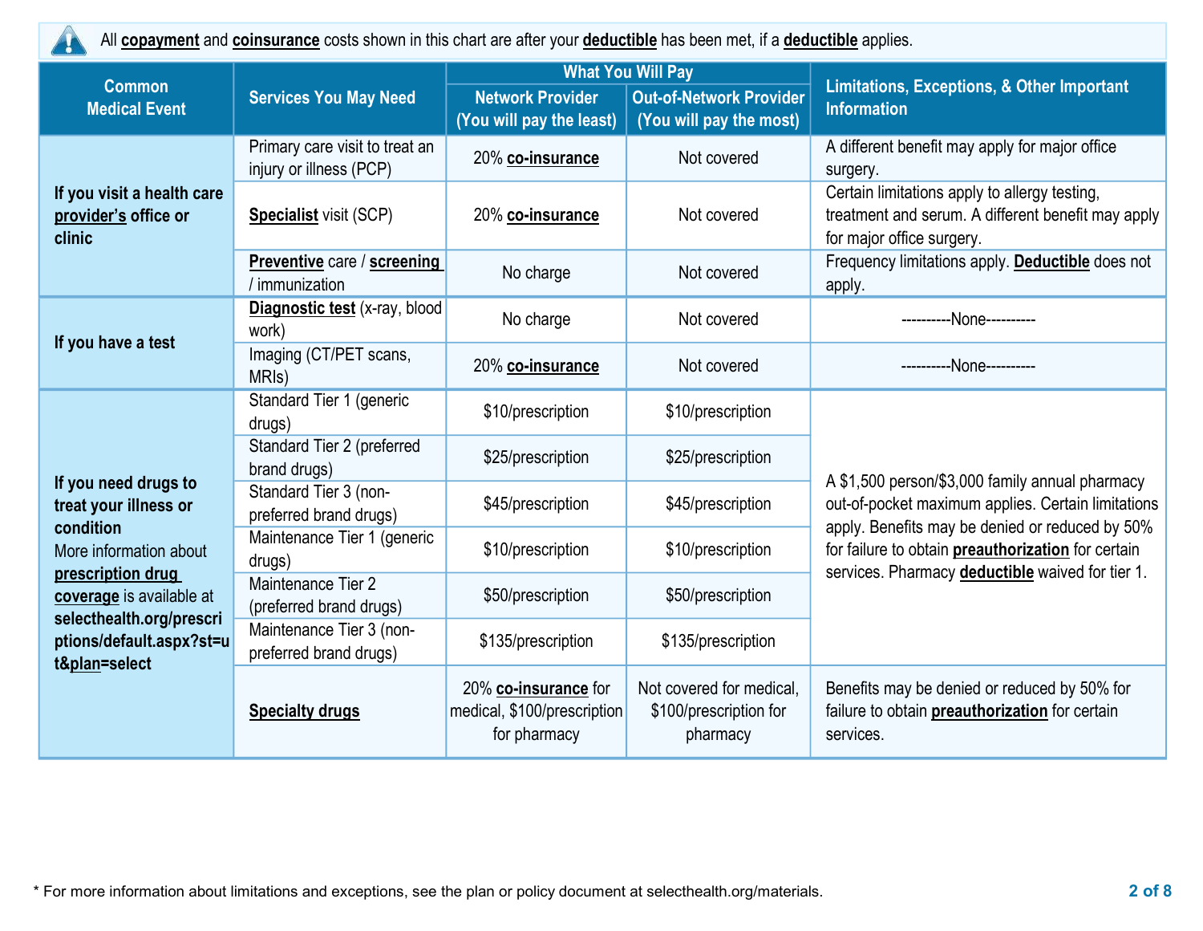All **copayment** and **coinsurance** costs shown in this chart are after your **deductible** has been met, if a **deductible** applies.

| Common Medical Event | Services You May Need | What You Will Pay | | Limitations, Exceptions, & Other Important Information |
|---|---|---|---|---|
| | | Network Provider (You will pay the least) | Out-of-Network Provider (You will pay the most) | |
| **If you visit a health care provider's office or clinic** | Primary care visit to treat an injury or illness (PCP) | 20% **co-insurance** | Not covered | A different benefit may apply for major office surgery. |
| | **Specialist** visit (SCP) | 20% **co-insurance** | Not covered | Certain limitations apply to allergy testing, treatment and serum. A different benefit may apply for major office surgery. |
| | **Preventive** care / **screening** / immunization | No charge | Not covered | Frequency limitations apply. **Deductible** does not apply. |
| **If you have a test** | **Diagnostic test** (x-ray, blood work) | No charge | Not covered | ----------None---------- |
| | Imaging (CT/PET scans, MRIs) | 20% **co-insurance** | Not covered | ----------None---------- |
| **If you need drugs to treat your illness or condition** More information about **prescription drug coverage** is available at **selecthealth.org/prescriptions/default.aspx?st=ut&plan=select** | Standard Tier 1 (generic drugs) | $10/prescription | $10/prescription | A $1,500 person/$3,000 family annual pharmacy out-of-pocket maximum applies. Certain limitations apply. Benefits may be denied or reduced by 50% for failure to obtain **preauthorization** for certain services. Pharmacy **deductible** waived for tier 1. |
| | Standard Tier 2 (preferred brand drugs) | $25/prescription | $25/prescription | |
| | Standard Tier 3 (non-preferred brand drugs) | $45/prescription | $45/prescription | |
| | Maintenance Tier 1 (generic drugs) | $10/prescription | $10/prescription | |
| | Maintenance Tier 2 (preferred brand drugs) | $50/prescription | $50/prescription | |
| | Maintenance Tier 3 (non-preferred brand drugs) | $135/prescription | $135/prescription | |
| | **Specialty drugs** | 20% **co-insurance** for medical, $100/prescription for pharmacy | Not covered for medical, $100/prescription for pharmacy | Benefits may be denied or reduced by 50% for failure to obtain **preauthorization** for certain services. |

* For more information about limitations and exceptions, see the plan or policy document at selecthealth.org/materials.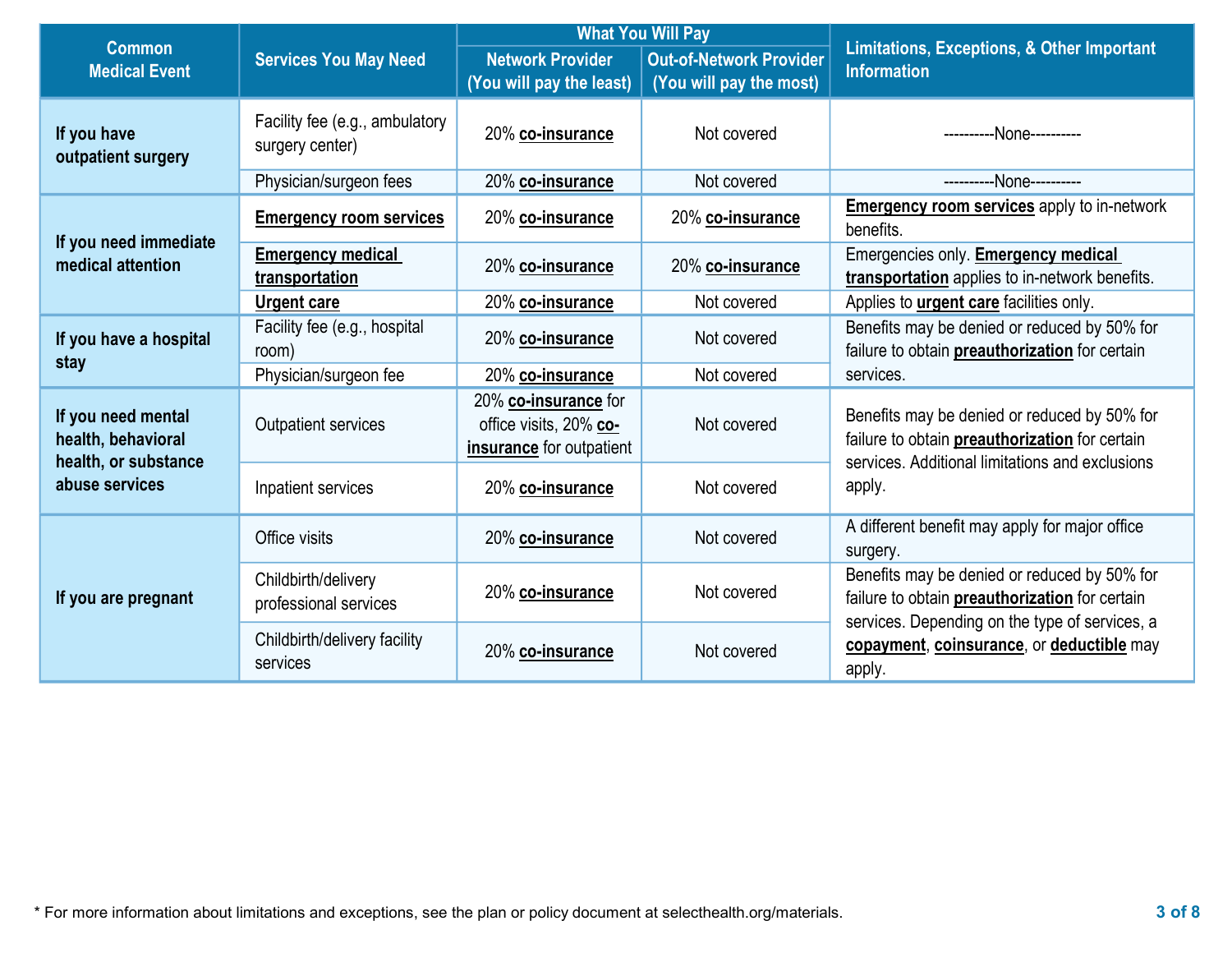| Common Medical Event | Services You May Need | What You Will Pay | | Limitations, Exceptions, & Other Important Information |
|---|---|---|---|---|
| | | Network Provider (You will pay the least) | Out-of-Network Provider (You will pay the most) | |
| **If you have outpatient surgery** | Facility fee (e.g., ambulatory surgery center) | 20% **co-insurance** | Not covered | ----------None---------- |
| | Physician/surgeon fees | 20% **co-insurance** | Not covered | ----------None---------- |
| **If you need immediate medical attention** | **Emergency room services** | 20% **co-insurance** | 20% **co-insurance** | **Emergency room services** apply to in-network benefits. |
| | **Emergency medical transportation** | 20% **co-insurance** | 20% **co-insurance** | Emergencies only. **Emergency medical transportation** applies to in-network benefits. |
| | **Urgent care** | 20% **co-insurance** | Not covered | Applies to **urgent care** facilities only. |
| **If you have a hospital stay** | Facility fee (e.g., hospital room) | 20% **co-insurance** | Not covered | Benefits may be denied or reduced by 50% for failure to obtain **preauthorization** for certain services. |
| | Physician/surgeon fee | 20% **co-insurance** | Not covered | |
| **If you need mental health, behavioral health, or substance abuse services** | Outpatient services | 20% **co-insurance** for office visits, 20% **co-insurance** for outpatient | Not covered | Benefits may be denied or reduced by 50% for failure to obtain **preauthorization** for certain services. Additional limitations and exclusions apply. |
| | Inpatient services | 20% **co-insurance** | Not covered | |
| **If you are pregnant** | Office visits | 20% **co-insurance** | Not covered | A different benefit may apply for major office surgery. |
| | Childbirth/delivery professional services | 20% **co-insurance** | Not covered | Benefits may be denied or reduced by 50% for failure to obtain **preauthorization** for certain services. Depending on the type of services, a **copayment**, **coinsurance**, or **deductible** may apply. |
| | Childbirth/delivery facility services | 20% **co-insurance** | Not covered | |

* For more information about limitations and exceptions, see the plan or policy document at selecthealth.org/materials.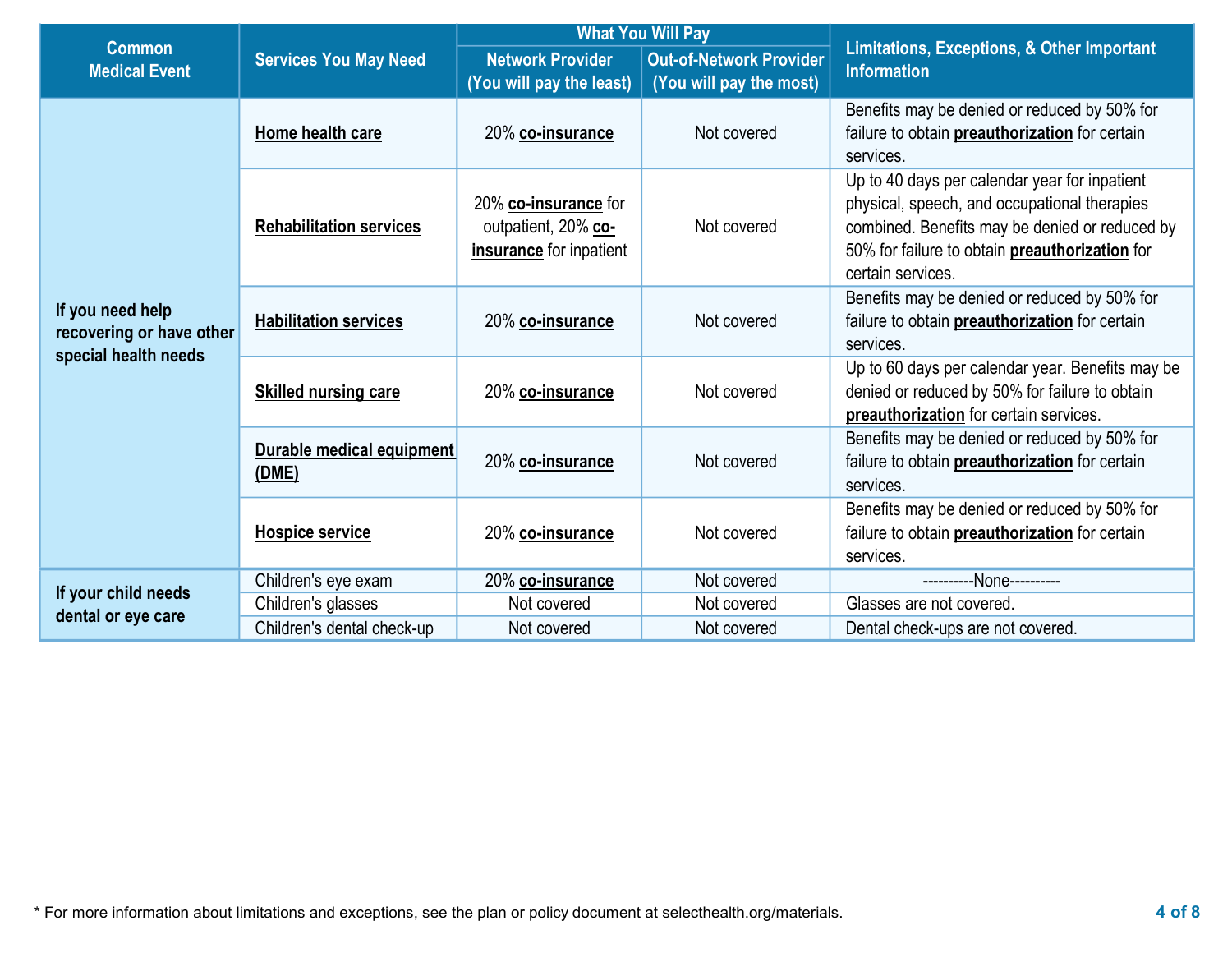| Common Medical Event | Services You May Need | What You Will Pay | | Limitations, Exceptions, & Other Important Information |
|---|---|---|---|---|
| | | Network Provider (You will pay the least) | Out-of-Network Provider (You will pay the most) | |
| If you need help recovering or have other special health needs | **Home health care** | 20% **co-insurance** | Not covered | Benefits may be denied or reduced by 50% for failure to obtain **preauthorization** for certain services. |
| | **Rehabilitation services** | 20% **co-insurance** for outpatient, 20% **co-insurance** for inpatient | Not covered | Up to 40 days per calendar year for inpatient physical, speech, and occupational therapies combined. Benefits may be denied or reduced by 50% for failure to obtain **preauthorization** for certain services. |
| | **Habilitation services** | 20% **co-insurance** | Not covered | Benefits may be denied or reduced by 50% for failure to obtain **preauthorization** for certain services. |
| | **Skilled nursing care** | 20% **co-insurance** | Not covered | Up to 60 days per calendar year. Benefits may be denied or reduced by 50% for failure to obtain **preauthorization** for certain services. |
| | **Durable medical equipment (DME)** | 20% **co-insurance** | Not covered | Benefits may be denied or reduced by 50% for failure to obtain **preauthorization** for certain services. |
| | **Hospice service** | 20% **co-insurance** | Not covered | Benefits may be denied or reduced by 50% for failure to obtain **preauthorization** for certain services. |
| If your child needs dental or eye care | Children's eye exam | 20% **co-insurance** | Not covered | ----------None---------- |
| | Children's glasses | Not covered | Not covered | Glasses are not covered. |
| | Children's dental check-up | Not covered | Not covered | Dental check-ups are not covered. |

* For more information about limitations and exceptions, see the plan or policy document at selecthealth.org/materials.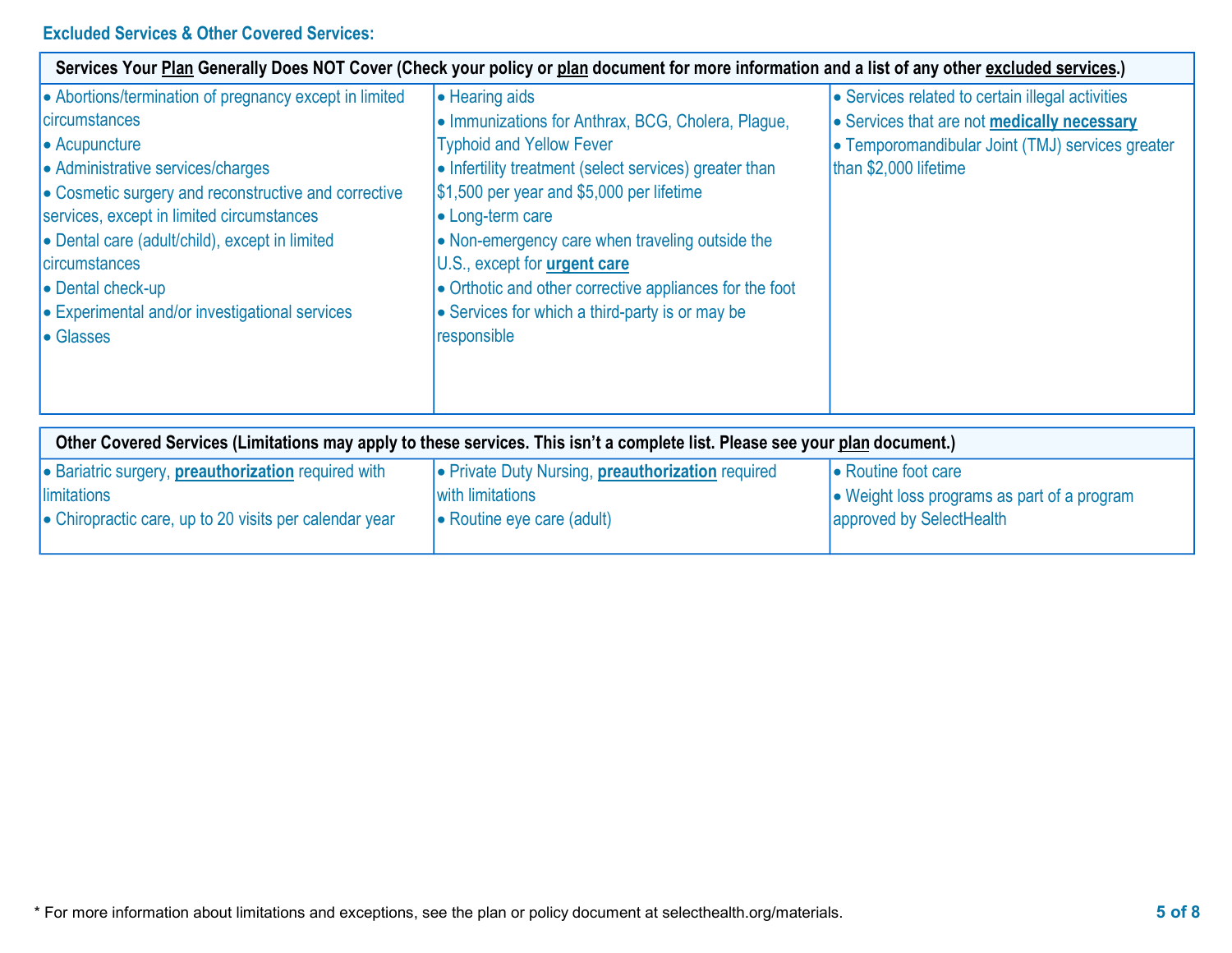## Excluded Services & Other Covered Services:

**Services Your Plan Generally Does NOT Cover (Check your policy or plan document for more information and a list of any other excluded services.)**

- Abortions/termination of pregnancy except in limited circumstances
- Acupuncture
- Administrative services/charges
- Cosmetic surgery and reconstructive and corrective services, except in limited circumstances
- Dental care (adult/child), except in limited circumstances
- Dental check-up
- Experimental and/or investigational services
- Glasses
- Hearing aids
- Immunizations for Anthrax, BCG, Cholera, Plague, Typhoid and Yellow Fever
- Infertility treatment (select services) greater than $1,500 per year and $5,000 per lifetime
- Long-term care
- Non-emergency care when traveling outside the U.S., except for **urgent care**
- Orthotic and other corrective appliances for the foot
- Services for which a third-party is or may be responsible
- Services related to certain illegal activities
- Services that are not **medically necessary**
- Temporomandibular Joint (TMJ) services greater than $2,000 lifetime

**Other Covered Services (Limitations may apply to these services. This isn't a complete list. Please see your plan document.)**

- Bariatric surgery, **preauthorization** required with limitations
- Chiropractic care, up to 20 visits per calendar year
- Private Duty Nursing, **preauthorization** required with limitations
- Routine eye care (adult)
- Routine foot care
- Weight loss programs as part of a program approved by SelectHealth

* For more information about limitations and exceptions, see the plan or policy document at selecthealth.org/materials.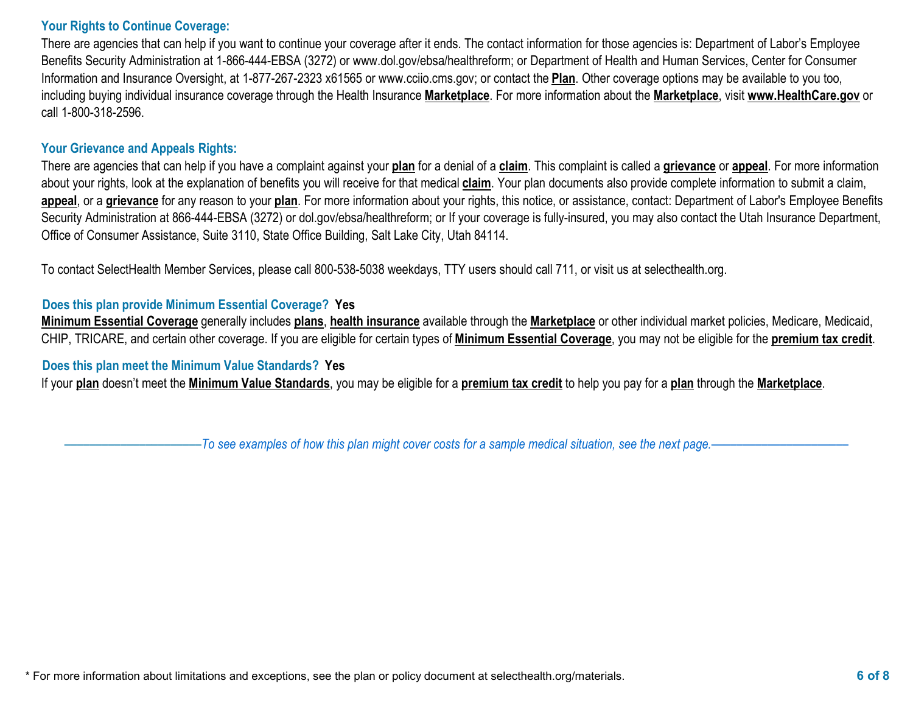### Your Rights to Continue Coverage:

There are agencies that can help if you want to continue your coverage after it ends. The contact information for those agencies is: Department of Labor's Employee Benefits Security Administration at 1-866-444-EBSA (3272) or www.dol.gov/ebsa/healthreform; or Department of Health and Human Services, Center for Consumer Information and Insurance Oversight, at 1-877-267-2323 x61565 or www.cciio.cms.gov; or contact the **Plan**. Other coverage options may be available to you too, including buying individual insurance coverage through the Health Insurance **Marketplace**. For more information about the **Marketplace**, visit **www.HealthCare.gov** or call 1-800-318-2596.

### Your Grievance and Appeals Rights:

There are agencies that can help if you have a complaint against your **plan** for a denial of a **claim**. This complaint is called a **grievance** or **appeal**. For more information about your rights, look at the explanation of benefits you will receive for that medical **claim**. Your plan documents also provide complete information to submit a claim, **appeal**, or a **grievance** for any reason to your **plan**. For more information about your rights, this notice, or assistance, contact: Department of Labor's Employee Benefits Security Administration at 866-444-EBSA (3272) or dol.gov/ebsa/healthreform; or If your coverage is fully-insured, you may also contact the Utah Insurance Department, Office of Consumer Assistance, Suite 3110, State Office Building, Salt Lake City, Utah 84114.

To contact SelectHealth Member Services, please call 800-538-5038 weekdays, TTY users should call 711, or visit us at selecthealth.org.

### Does this plan provide Minimum Essential Coverage? **Yes**

**Minimum Essential Coverage** generally includes **plans**, **health insurance** available through the **Marketplace** or other individual market policies, Medicare, Medicaid, CHIP, TRICARE, and certain other coverage. If you are eligible for certain types of **Minimum Essential Coverage**, you may not be eligible for the **premium tax credit**.

### Does this plan meet the Minimum Value Standards? **Yes**

If your **plan** doesn't meet the **Minimum Value Standards**, you may be eligible for a **premium tax credit** to help you pay for a **plan** through the **Marketplace**.

*——————————To see examples of how this plan might cover costs for a sample medical situation, see the next page.——————————*

* For more information about limitations and exceptions, see the plan or policy document at selecthealth.org/materials.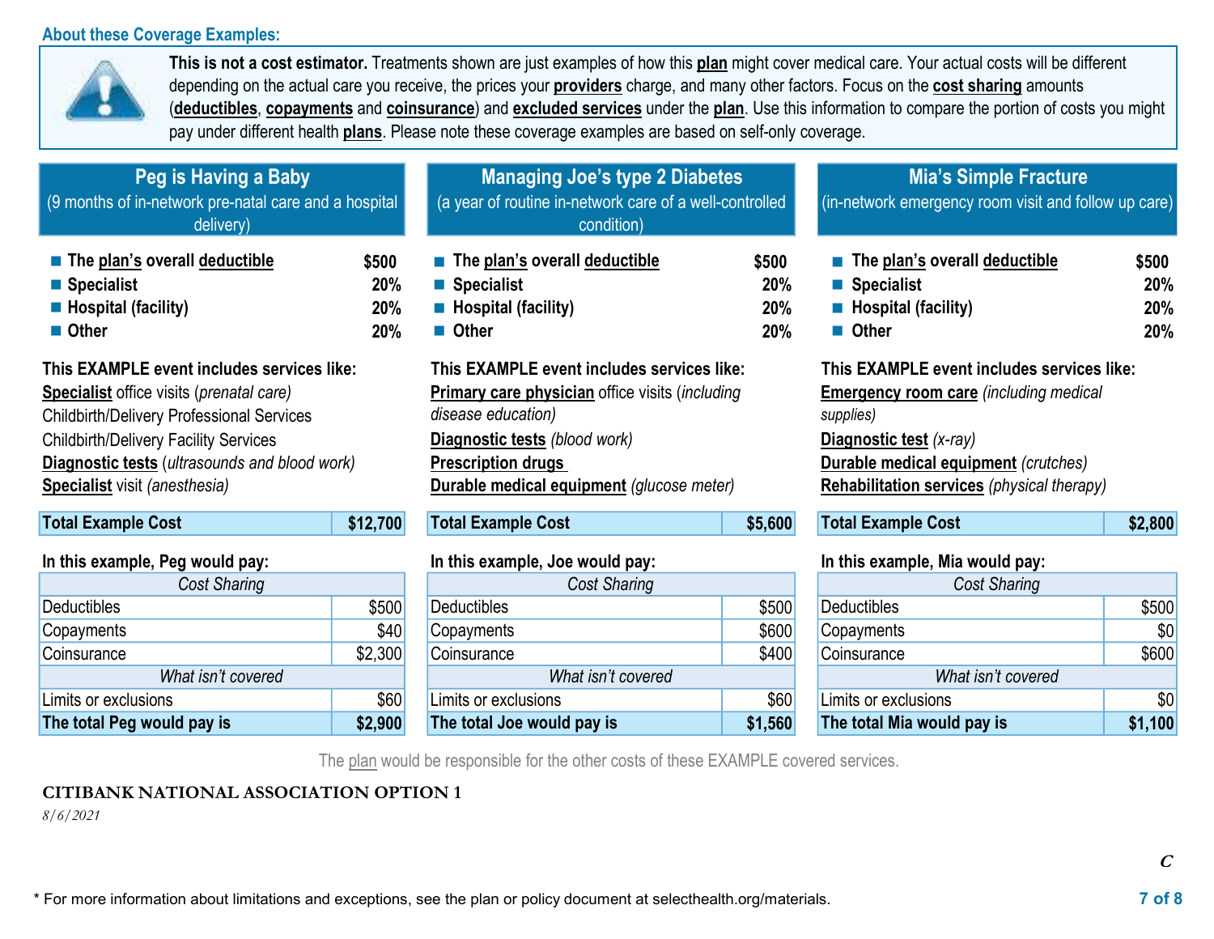**About these Coverage Examples:**

**This is not a cost estimator.** Treatments shown are just examples of how this **plan** might cover medical care. Your actual costs will be different depending on the actual care you receive, the prices your **providers** charge, and many other factors. Focus on the **cost sharing** amounts (**deductibles**, **copayments** and **coinsurance**) and **excluded services** under the **plan**. Use this information to compare the portion of costs you might pay under different health **plans**. Please note these coverage examples are based on self-only coverage.

## Peg is Having a Baby

(9 months of in-network pre-natal care and a hospital delivery)

- **The plan's overall deductible** **$500**
- **Specialist** **20%**
- **Hospital (facility)** **20%**
- **Other** **20%**

**This EXAMPLE event includes services like:**
**Specialist** office visits (*prenatal care*)
Childbirth/Delivery Professional Services
Childbirth/Delivery Facility Services
**Diagnostic tests** (*ultrasounds and blood work*)
**Specialist** visit *(anesthesia)*

| **Total Example Cost** | **$12,700** |
|---|---|

**In this example, Peg would pay:**

| *Cost Sharing* | |
|---|---|
| Deductibles | $500 |
| Copayments | $40 |
| Coinsurance | $2,300 |
| *What isn't covered* | |
| Limits or exclusions | $60 |
| **The total Peg would pay is** | **$2,900** |

## Managing Joe's type 2 Diabetes

(a year of routine in-network care of a well-controlled condition)

- **The plan's overall deductible** **$500**
- **Specialist** **20%**
- **Hospital (facility)** **20%**
- **Other** **20%**

**This EXAMPLE event includes services like:**
**Primary care physician** office visits (*including disease education)*
**Diagnostic tests** *(blood work)*
**Prescription drugs**
**Durable medical equipment** *(glucose meter)*

| **Total Example Cost** | **$5,600** |
|---|---|

**In this example, Joe would pay:**

| *Cost Sharing* | |
|---|---|
| Deductibles | $500 |
| Copayments | $600 |
| Coinsurance | $400 |
| *What isn't covered* | |
| Limits or exclusions | $60 |
| **The total Joe would pay is** | **$1,560** |

## Mia's Simple Fracture

(in-network emergency room visit and follow up care)

- **The plan's overall deductible** **$500**
- **Specialist** **20%**
- **Hospital (facility)** **20%**
- **Other** **20%**

**This EXAMPLE event includes services like:**
**Emergency room care** *(including medical supplies)*
**Diagnostic test** *(x-ray)*
**Durable medical equipment** *(crutches)*
**Rehabilitation services** *(physical therapy)*

| **Total Example Cost** | **$2,800** |
|---|---|

**In this example, Mia would pay:**

| *Cost Sharing* | |
|---|---|
| Deductibles | $500 |
| Copayments | $0 |
| Coinsurance | $600 |
| *What isn't covered* | |
| Limits or exclusions | $0 |
| **The total Mia would pay is** | **$1,100** |

The plan would be responsible for the other costs of these EXAMPLE covered services.

**CITIBANK NATIONAL ASSOCIATION OPTION 1**

*8/6/2021*

***C***

\* For more information about limitations and exceptions, see the plan or policy document at selecthealth.org/materials.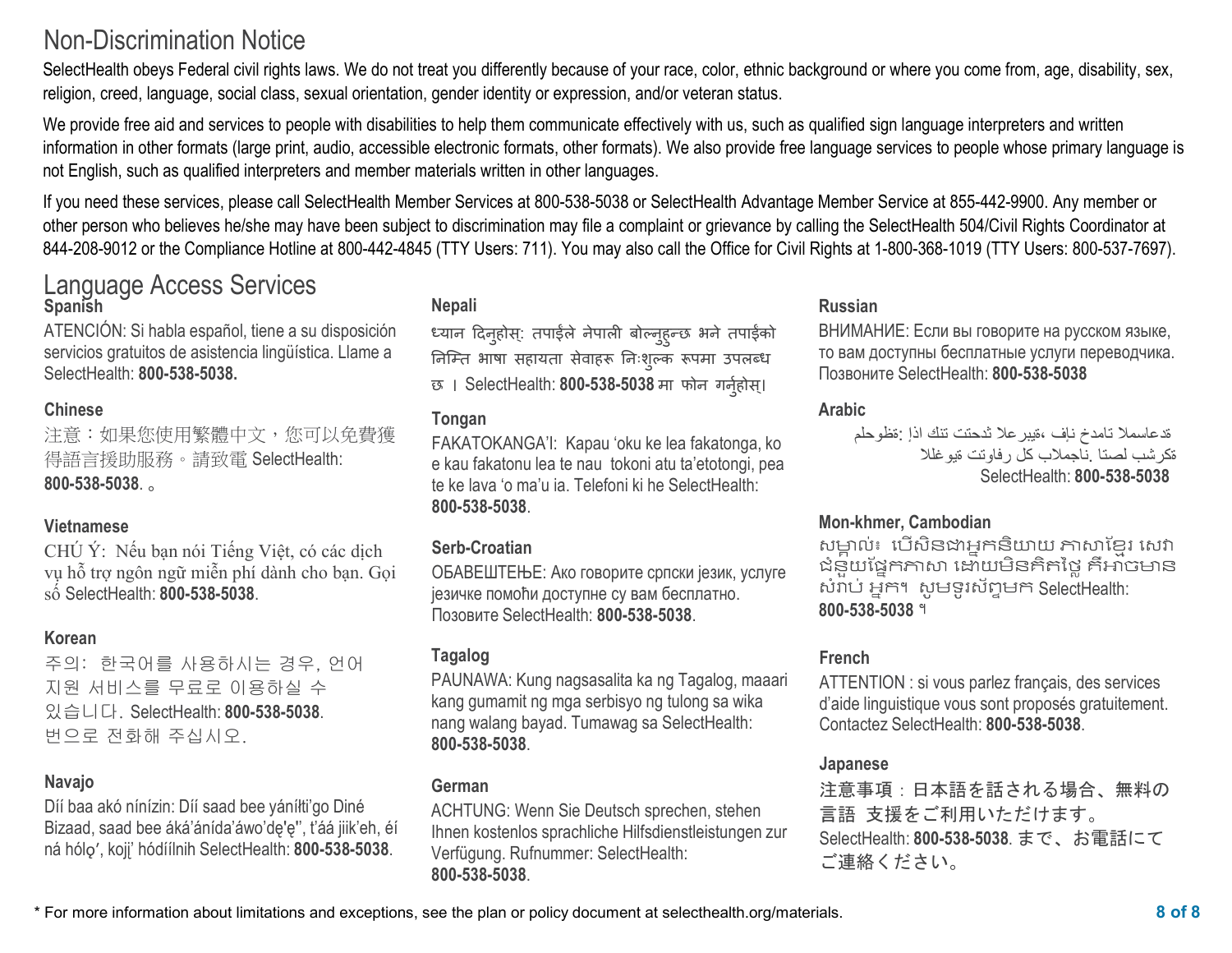# Non-Discrimination Notice

SelectHealth obeys Federal civil rights laws. We do not treat you differently because of your race, color, ethnic background or where you come from, age, disability, sex, religion, creed, language, social class, sexual orientation, gender identity or expression, and/or veteran status.

We provide free aid and services to people with disabilities to help them communicate effectively with us, such as qualified sign language interpreters and written information in other formats (large print, audio, accessible electronic formats, other formats). We also provide free language services to people whose primary language is not English, such as qualified interpreters and member materials written in other languages.

If you need these services, please call SelectHealth Member Services at 800-538-5038 or SelectHealth Advantage Member Service at 855-442-9900. Any member or other person who believes he/she may have been subject to discrimination may file a complaint or grievance by calling the SelectHealth 504/Civil Rights Coordinator at 844-208-9012 or the Compliance Hotline at 800-442-4845 (TTY Users: 711). You may also call the Office for Civil Rights at 1-800-368-1019 (TTY Users: 800-537-7697).

# Language Access Services

### Spanish

ATENCIÓN: Si habla español, tiene a su disposición servicios gratuitos de asistencia lingüística. Llame a SelectHealth: **800-538-5038.**

### Chinese

注意：如果您使用繁體中文，您可以免費獲得語言援助服務。請致電 SelectHealth: **800-538-5038**. 。

### Vietnamese

CHÚ Ý: Nếu bạn nói Tiếng Việt, có các dịch vụ hỗ trợ ngôn ngữ miễn phí dành cho bạn. Gọi số SelectHealth: **800-538-5038**.

### Korean

주의: 한국어를 사용하시는 경우, 언어 지원 서비스를 무료로 이용하실 수 있습니다. SelectHealth: **800-538-5038**. 번으로 전화해 주십시오.

### Navajo

Díí baa akó nínízin: Díí saad bee yáníłti'go Diné Bizaad, saad bee áká'ánída'áwo'dę́ę́', t'áá jiik'eh, éí ná hólǫ́, kojį' hódíílnih SelectHealth: **800-538-5038**.

### Nepali

ध्यान दिनुहोस्: तपाईंले नेपाली बोल्नुहुन्छ भने तपाईंको निम्ति भाषा सहायता सेवाहरू निःशुल्क रूपमा उपलब्ध छ । SelectHealth: **800-538-5038** मा फोन गर्नुहोस्।

### Tongan

FAKATOKANGA'I: Kapau 'oku ke lea fakatonga, ko e kau fakatonu lea te nau tokoni atu ta'etotongi, pea te ke lava 'o ma'u ia. Telefoni ki he SelectHealth: **800-538-5038**.

### Serb-Croatian

ОБАВЕШТЕЊЕ: Ако говорите српски језик, услуге језичке помоћи доступне су вам бесплатно. Позовите SelectHealth: **800-538-5038**.

### Tagalog

PAUNAWA: Kung nagsasalita ka ng Tagalog, maaari kang gumamit ng mga serbisyo ng tulong sa wika nang walang bayad. Tumawag sa SelectHealth: **800-538-5038**.

### German

ACHTUNG: Wenn Sie Deutsch sprechen, stehen Ihnen kostenlos sprachliche Hilfsdienstleistungen zur Verfügung. Rufnummer: SelectHealth: **800-538-5038**.

### Russian

ВНИМАНИЕ: Если вы говорите на русском языке, то вам доступны бесплатные услуги переводчика. Позвоните SelectHealth: **800-538-5038**

### Arabic

ملحوظة: إذا كنت تتحدث العربية، فإن خدمات المساعدة اللغوية تتوافر لك بالمجان. اتصل برقم SelectHealth: **800-538-5038**

### Mon-khmer, Cambodian

សម្គាល់៖ បើសិនជាអ្នកនិយាយ ភាសាខ្មែរ សេវាជំនួយផ្នែកភាសា ដោយមិនគិតថ្លៃ គឺអាចមានសំរាប់ អ្នក។ សូមទូរស័ព្ទមក SelectHealth: **800-538-5038** ។

### French

ATTENTION : si vous parlez français, des services d'aide linguistique vous sont proposés gratuitement. Contactez SelectHealth: **800-538-5038**.

### Japanese

注意事項：日本語を話される場合、無料の言語 支援をご利用いただけます。SelectHealth: **800-538-5038**. まで、お電話にてご連絡ください。

* For more information about limitations and exceptions, see the plan or policy document at selecthealth.org/materials.